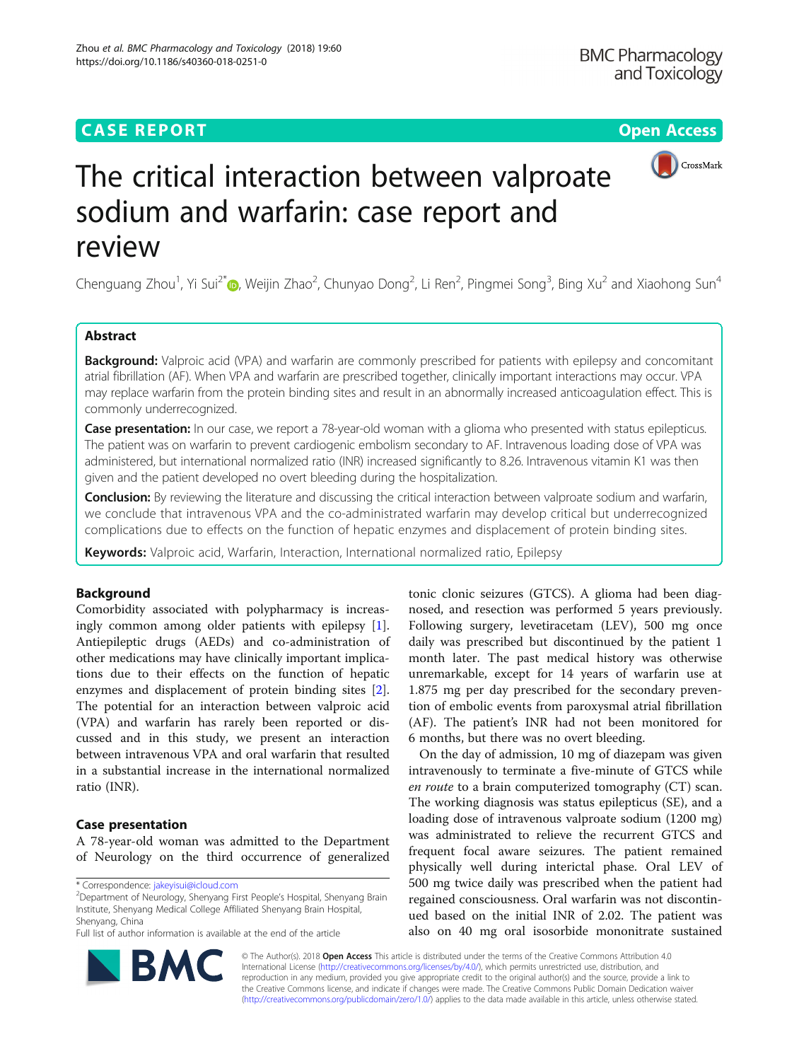CASE REPORT

Open Access

# The critical interaction between valproate sodium and warfarin: case report and review

Chenguang Zhou[1], Yi Sui[2*], Weijin Zhao[2], Chunyao Dong[2], Li Ren[2], Pingmei Song[3], Bing Xu[2] and Xiaohong Sun[4]

## Abstract

**Background:** Valproic acid (VPA) and warfarin are commonly prescribed for patients with epilepsy and concomitant atrial fibrillation (AF). When VPA and warfarin are prescribed together, clinically important interactions may occur. VPA may replace warfarin from the protein binding sites and result in an abnormally increased anticoagulation effect. This is commonly underrecognized.

**Case presentation:** In our case, we report a 78-year-old woman with a glioma who presented with status epilepticus. The patient was on warfarin to prevent cardiogenic embolism secondary to AF. Intravenous loading dose of VPA was administered, but international normalized ratio (INR) increased significantly to 8.26. Intravenous vitamin K1 was then given and the patient developed no overt bleeding during the hospitalization.

**Conclusion:** By reviewing the literature and discussing the critical interaction between valproate sodium and warfarin, we conclude that intravenous VPA and the co-administrated warfarin may develop critical but underrecognized complications due to effects on the function of hepatic enzymes and displacement of protein binding sites.

**Keywords:** Valproic acid, Warfarin, Interaction, International normalized ratio, Epilepsy

## Background

Comorbidity associated with polypharmacy is increasingly common among older patients with epilepsy [1]. Antiepileptic drugs (AEDs) and co-administration of other medications may have clinically important implications due to their effects on the function of hepatic enzymes and displacement of protein binding sites [2]. The potential for an interaction between valproic acid (VPA) and warfarin has rarely been reported or discussed and in this study, we present an interaction between intravenous VPA and oral warfarin that resulted in a substantial increase in the international normalized ratio (INR).

## Case presentation

A 78-year-old woman was admitted to the Department of Neurology on the third occurrence of generalized tonic clonic seizures (GTCS). A glioma had been diagnosed, and resection was performed 5 years previously. Following surgery, levetiracetam (LEV), 500 mg once daily was prescribed but discontinued by the patient 1 month later. The past medical history was otherwise unremarkable, except for 14 years of warfarin use at 1.875 mg per day prescribed for the secondary prevention of embolic events from paroxysmal atrial fibrillation (AF). The patient's INR had not been monitored for 6 months, but there was no overt bleeding.

On the day of admission, 10 mg of diazepam was given intravenously to terminate a five-minute of GTCS while *en route* to a brain computerized tomography (CT) scan. The working diagnosis was status epilepticus (SE), and a loading dose of intravenous valproate sodium (1200 mg) was administrated to relieve the recurrent GTCS and frequent focal aware seizures. The patient remained physically well during interictal phase. Oral LEV of 500 mg twice daily was prescribed when the patient had regained consciousness. Oral warfarin was not discontinued based on the initial INR of 2.02. The patient was also on 40 mg oral isosorbide mononitrate sustained

* Correspondence: jakeyisui@icloud.com
[2]Department of Neurology, Shenyang First People's Hospital, Shenyang Brain Institute, Shenyang Medical College Affiliated Shenyang Brain Hospital, Shenyang, China
Full list of author information is available at the end of the article

© The Author(s). 2018 **Open Access** This article is distributed under the terms of the Creative Commons Attribution 4.0 International License (http://creativecommons.org/licenses/by/4.0/), which permits unrestricted use, distribution, and reproduction in any medium, provided you give appropriate credit to the original author(s) and the source, provide a link to the Creative Commons license, and indicate if changes were made. The Creative Commons Public Domain Dedication waiver (http://creativecommons.org/publicdomain/zero/1.0/) applies to the data made available in this article, unless otherwise stated.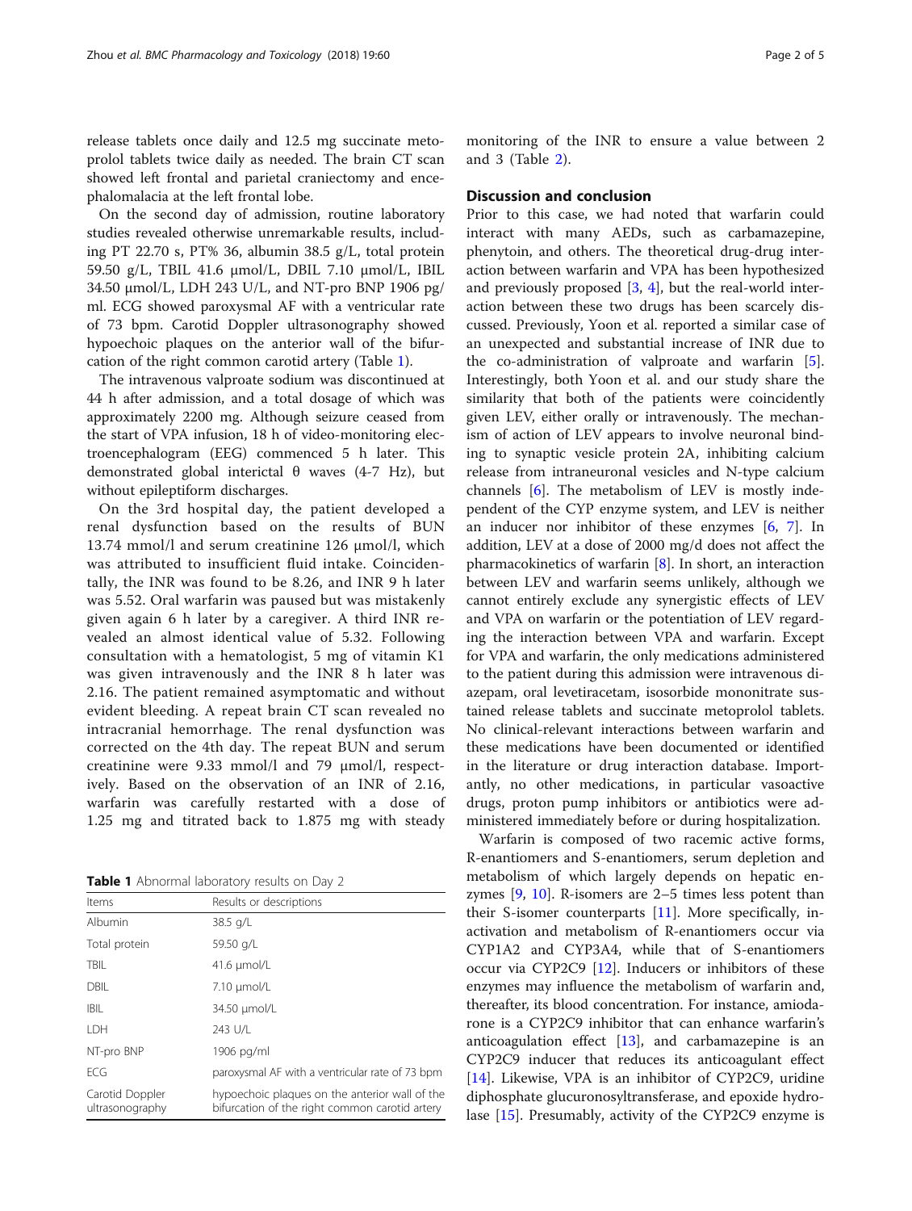release tablets once daily and 12.5 mg succinate metoprolol tablets twice daily as needed. The brain CT scan showed left frontal and parietal craniectomy and encephalomalacia at the left frontal lobe.

On the second day of admission, routine laboratory studies revealed otherwise unremarkable results, including PT 22.70 s, PT% 36, albumin 38.5 g/L, total protein 59.50 g/L, TBIL 41.6 μmol/L, DBIL 7.10 μmol/L, IBIL 34.50 μmol/L, LDH 243 U/L, and NT-pro BNP 1906 pg/ml. ECG showed paroxysmal AF with a ventricular rate of 73 bpm. Carotid Doppler ultrasonography showed hypoechoic plaques on the anterior wall of the bifurcation of the right common carotid artery (Table 1).

The intravenous valproate sodium was discontinued at 44 h after admission, and a total dosage of which was approximately 2200 mg. Although seizure ceased from the start of VPA infusion, 18 h of video-monitoring electroencephalogram (EEG) commenced 5 h later. This demonstrated global interictal θ waves (4-7 Hz), but without epileptiform discharges.

On the 3rd hospital day, the patient developed a renal dysfunction based on the results of BUN 13.74 mmol/l and serum creatinine 126 μmol/l, which was attributed to insufficient fluid intake. Coincidentally, the INR was found to be 8.26, and INR 9 h later was 5.52. Oral warfarin was paused but was mistakenly given again 6 h later by a caregiver. A third INR revealed an almost identical value of 5.32. Following consultation with a hematologist, 5 mg of vitamin K1 was given intravenously and the INR 8 h later was 2.16. The patient remained asymptomatic and without evident bleeding. A repeat brain CT scan revealed no intracranial hemorrhage. The renal dysfunction was corrected on the 4th day. The repeat BUN and serum creatinine were 9.33 mmol/l and 79 μmol/l, respectively. Based on the observation of an INR of 2.16, warfarin was carefully restarted with a dose of 1.25 mg and titrated back to 1.875 mg with steady monitoring of the INR to ensure a value between 2 and 3 (Table 2).

**Table 1** Abnormal laboratory results on Day 2

| Items | Results or descriptions |
|---|---|
| Albumin | 38.5 g/L |
| Total protein | 59.50 g/L |
| TBIL | 41.6 μmol/L |
| DBIL | 7.10 μmol/L |
| IBIL | 34.50 μmol/L |
| LDH | 243 U/L |
| NT-pro BNP | 1906 pg/ml |
| ECG | paroxysmal AF with a ventricular rate of 73 bpm |
| Carotid Doppler ultrasonography | hypoechoic plaques on the anterior wall of the bifurcation of the right common carotid artery |

## Discussion and conclusion

Prior to this case, we had noted that warfarin could interact with many AEDs, such as carbamazepine, phenytoin, and others. The theoretical drug-drug interaction between warfarin and VPA has been hypothesized and previously proposed [3, 4], but the real-world interaction between these two drugs has been scarcely discussed. Previously, Yoon et al. reported a similar case of an unexpected and substantial increase of INR due to the co-administration of valproate and warfarin [5]. Interestingly, both Yoon et al. and our study share the similarity that both of the patients were coincidently given LEV, either orally or intravenously. The mechanism of action of LEV appears to involve neuronal binding to synaptic vesicle protein 2A, inhibiting calcium release from intraneuronal vesicles and N-type calcium channels [6]. The metabolism of LEV is mostly independent of the CYP enzyme system, and LEV is neither an inducer nor inhibitor of these enzymes [6, 7]. In addition, LEV at a dose of 2000 mg/d does not affect the pharmacokinetics of warfarin [8]. In short, an interaction between LEV and warfarin seems unlikely, although we cannot entirely exclude any synergistic effects of LEV and VPA on warfarin or the potentiation of LEV regarding the interaction between VPA and warfarin. Except for VPA and warfarin, the only medications administered to the patient during this admission were intravenous diazepam, oral levetiracetam, isosorbide mononitrate sustained release tablets and succinate metoprolol tablets. No clinical-relevant interactions between warfarin and these medications have been documented or identified in the literature or drug interaction database. Importantly, no other medications, in particular vasoactive drugs, proton pump inhibitors or antibiotics were administered immediately before or during hospitalization.

Warfarin is composed of two racemic active forms, R-enantiomers and S-enantiomers, serum depletion and metabolism of which largely depends on hepatic enzymes [9, 10]. R-isomers are 2–5 times less potent than their S-isomer counterparts [11]. More specifically, inactivation and metabolism of R-enantiomers occur via CYP1A2 and CYP3A4, while that of S-enantiomers occur via CYP2C9 [12]. Inducers or inhibitors of these enzymes may influence the metabolism of warfarin and, thereafter, its blood concentration. For instance, amiodarone is a CYP2C9 inhibitor that can enhance warfarin's anticoagulation effect [13], and carbamazepine is an CYP2C9 inducer that reduces its anticoagulant effect [14]. Likewise, VPA is an inhibitor of CYP2C9, uridine diphosphate glucuronosyltransferase, and epoxide hydrolase [15]. Presumably, activity of the CYP2C9 enzyme is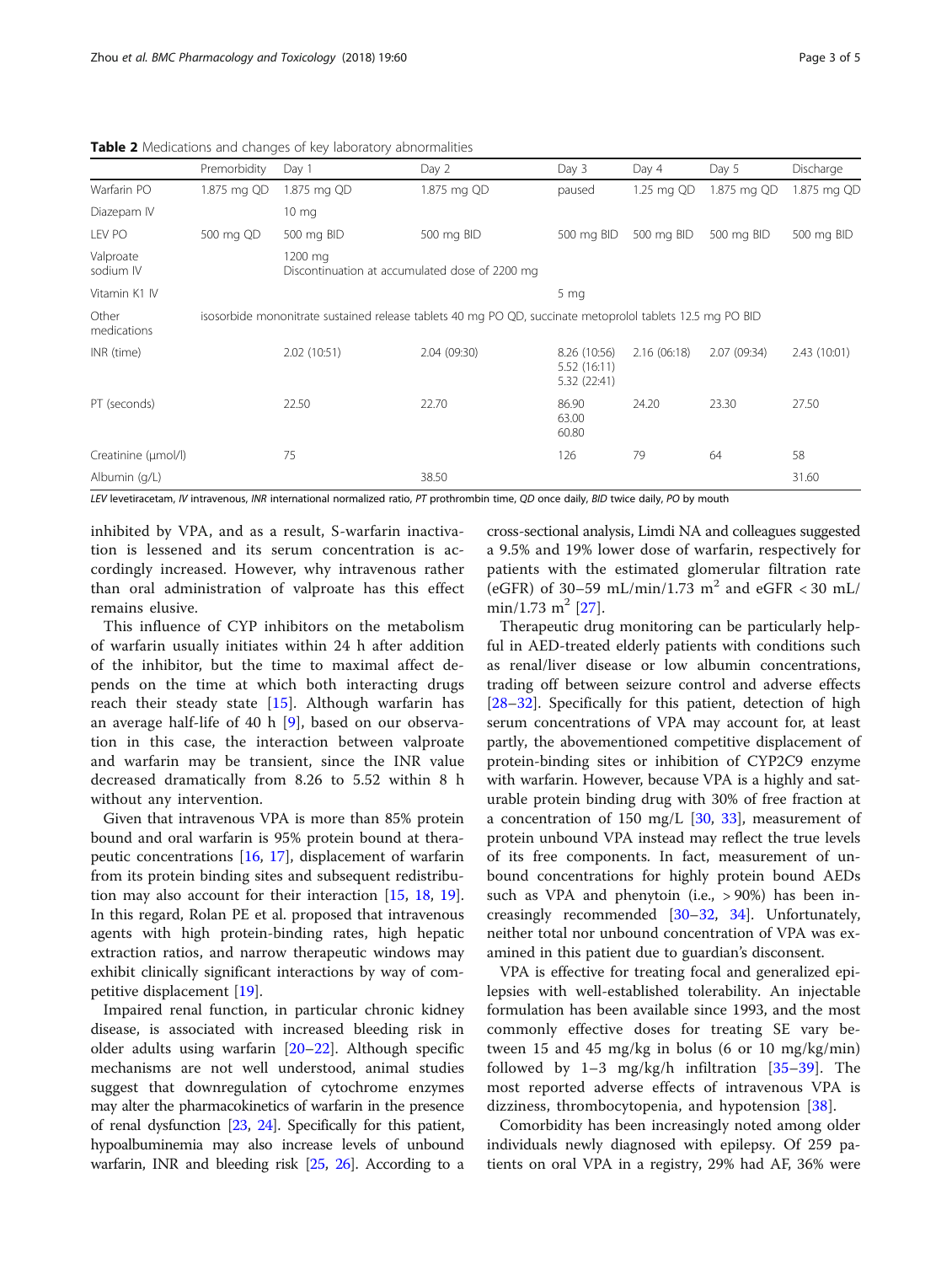**Table 2** Medications and changes of key laboratory abnormalities

|  | Premorbidity | Day 1 | Day 2 | Day 3 | Day 4 | Day 5 | Discharge |
|---|---|---|---|---|---|---|---|
| Warfarin PO | 1.875 mg QD | 1.875 mg QD | 1.875 mg QD | paused | 1.25 mg QD | 1.875 mg QD | 1.875 mg QD |
| Diazepam IV |  | 10 mg |  |  |  |  |  |
| LEV PO | 500 mg QD | 500 mg BID | 500 mg BID | 500 mg BID | 500 mg BID | 500 mg BID | 500 mg BID |
| Valproate sodium IV |  | 1200 mg<br>Discontinuation at accumulated dose of 2200 mg |  |  |  |  |  |
| Vitamin K1 IV |  |  |  | 5 mg |  |  |  |
| Other medications | isosorbide mononitrate sustained release tablets 40 mg PO QD, succinate metoprolol tablets 12.5 mg PO BID |  |  |  |  |  |  |
| INR (time) |  | 2.02 (10:51) | 2.04 (09:30) | 8.26 (10:56)<br>5.52 (16:11)<br>5.32 (22:41) | 2.16 (06:18) | 2.07 (09:34) | 2.43 (10:01) |
| PT (seconds) |  | 22.50 | 22.70 | 86.90<br>63.00<br>60.80 | 24.20 | 23.30 | 27.50 |
| Creatinine (μmol/l) |  | 75 |  | 126 | 79 | 64 | 58 |
| Albumin (g/L) |  |  | 38.50 |  |  |  | 31.60 |

*LEV* levetiracetam, *IV* intravenous, *INR* international normalized ratio, *PT* prothrombin time, *QD* once daily, *BID* twice daily, *PO* by mouth

inhibited by VPA, and as a result, S-warfarin inactivation is lessened and its serum concentration is accordingly increased. However, why intravenous rather than oral administration of valproate has this effect remains elusive.

This influence of CYP inhibitors on the metabolism of warfarin usually initiates within 24 h after addition of the inhibitor, but the time to maximal affect depends on the time at which both interacting drugs reach their steady state [15]. Although warfarin has an average half-life of 40 h [9], based on our observation in this case, the interaction between valproate and warfarin may be transient, since the INR value decreased dramatically from 8.26 to 5.52 within 8 h without any intervention.

Given that intravenous VPA is more than 85% protein bound and oral warfarin is 95% protein bound at therapeutic concentrations [16, 17], displacement of warfarin from its protein binding sites and subsequent redistribution may also account for their interaction [15, 18, 19]. In this regard, Rolan PE et al. proposed that intravenous agents with high protein-binding rates, high hepatic extraction ratios, and narrow therapeutic windows may exhibit clinically significant interactions by way of competitive displacement [19].

Impaired renal function, in particular chronic kidney disease, is associated with increased bleeding risk in older adults using warfarin [20–22]. Although specific mechanisms are not well understood, animal studies suggest that downregulation of cytochrome enzymes may alter the pharmacokinetics of warfarin in the presence of renal dysfunction [23, 24]. Specifically for this patient, hypoalbuminemia may also increase levels of unbound warfarin, INR and bleeding risk [25, 26]. According to a cross-sectional analysis, Limdi NA and colleagues suggested a 9.5% and 19% lower dose of warfarin, respectively for patients with the estimated glomerular filtration rate (eGFR) of 30–59 mL/min/1.73 $m^2$ and eGFR < 30 mL/min/1.73 $m^2$ [27].

Therapeutic drug monitoring can be particularly helpful in AED-treated elderly patients with conditions such as renal/liver disease or low albumin concentrations, trading off between seizure control and adverse effects [28–32]. Specifically for this patient, detection of high serum concentrations of VPA may account for, at least partly, the abovementioned competitive displacement of protein-binding sites or inhibition of CYP2C9 enzyme with warfarin. However, because VPA is a highly and saturable protein binding drug with 30% of free fraction at a concentration of 150 mg/L [30, 33], measurement of protein unbound VPA instead may reflect the true levels of its free components. In fact, measurement of unbound concentrations for highly protein bound AEDs such as VPA and phenytoin (i.e., > 90%) has been increasingly recommended [30–32, 34]. Unfortunately, neither total nor unbound concentration of VPA was examined in this patient due to guardian's disconsent.

VPA is effective for treating focal and generalized epilepsies with well-established tolerability. An injectable formulation has been available since 1993, and the most commonly effective doses for treating SE vary between 15 and 45 mg/kg in bolus (6 or 10 mg/kg/min) followed by 1–3 mg/kg/h infiltration [35–39]. The most reported adverse effects of intravenous VPA is dizziness, thrombocytopenia, and hypotension [38].

Comorbidity has been increasingly noted among older individuals newly diagnosed with epilepsy. Of 259 patients on oral VPA in a registry, 29% had AF, 36% were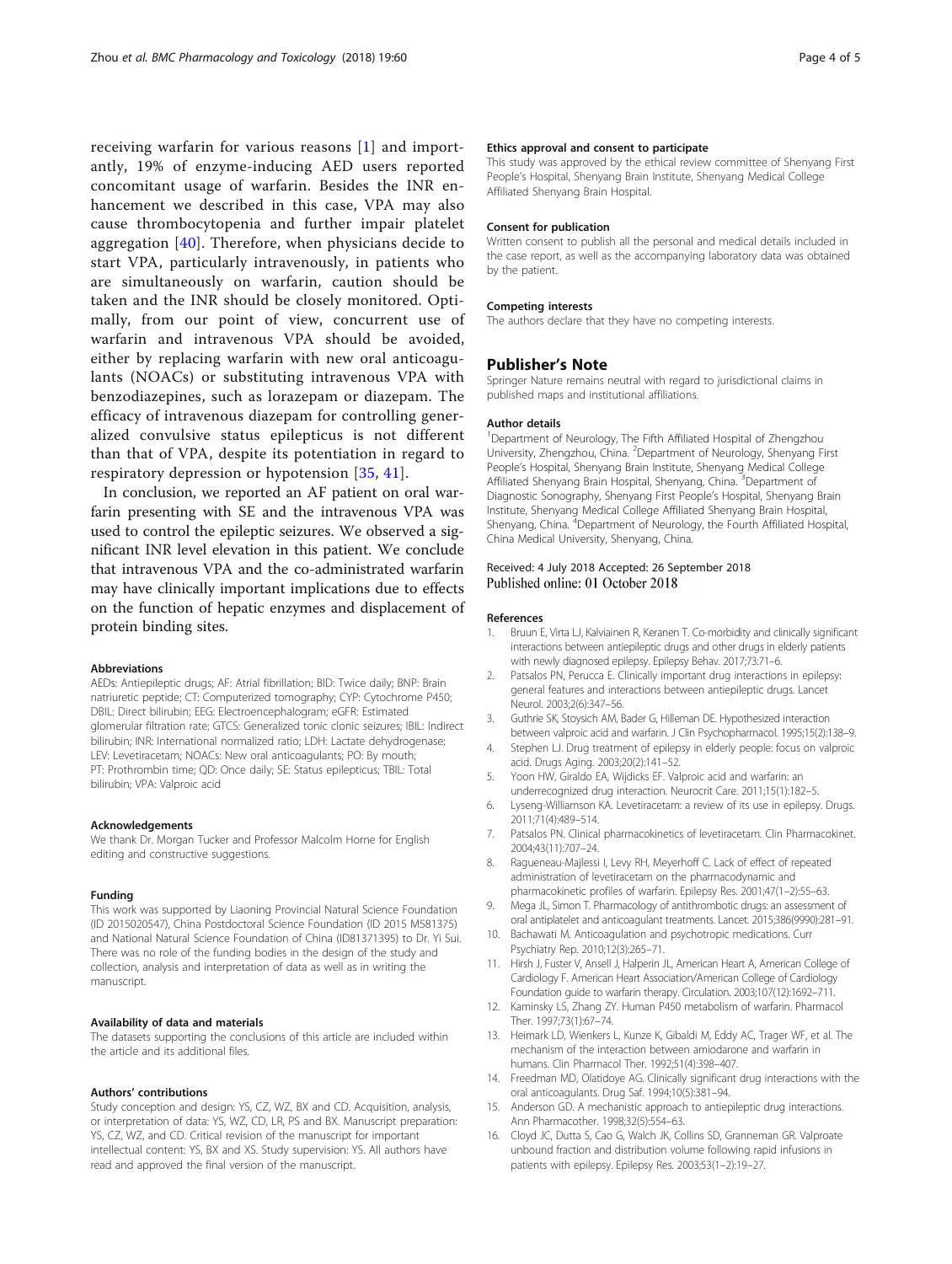receiving warfarin for various reasons [1] and importantly, 19% of enzyme-inducing AED users reported concomitant usage of warfarin. Besides the INR enhancement we described in this case, VPA may also cause thrombocytopenia and further impair platelet aggregation [40]. Therefore, when physicians decide to start VPA, particularly intravenously, in patients who are simultaneously on warfarin, caution should be taken and the INR should be closely monitored. Optimally, from our point of view, concurrent use of warfarin and intravenous VPA should be avoided, either by replacing warfarin with new oral anticoagulants (NOACs) or substituting intravenous VPA with benzodiazepines, such as lorazepam or diazepam. The efficacy of intravenous diazepam for controlling generalized convulsive status epilepticus is not different than that of VPA, despite its potentiation in regard to respiratory depression or hypotension [35, 41].

In conclusion, we reported an AF patient on oral warfarin presenting with SE and the intravenous VPA was used to control the epileptic seizures. We observed a significant INR level elevation in this patient. We conclude that intravenous VPA and the co-administrated warfarin may have clinically important implications due to effects on the function of hepatic enzymes and displacement of protein binding sites.

#### Abbreviations

AEDs: Antiepileptic drugs; AF: Atrial fibrillation; BID: Twice daily; BNP: Brain natriuretic peptide; CT: Computerized tomography; CYP: Cytochrome P450; DBIL: Direct bilirubin; EEG: Electroencephalogram; eGFR: Estimated glomerular filtration rate; GTCS: Generalized tonic clonic seizures; IBIL: Indirect bilirubin; INR: International normalized ratio; LDH: Lactate dehydrogenase; LEV: Levetiracetam; NOACs: New oral anticoagulants; PO: By mouth; PT: Prothrombin time; QD: Once daily; SE: Status epilepticus; TBIL: Total bilirubin; VPA: Valproic acid

#### Acknowledgements

We thank Dr. Morgan Tucker and Professor Malcolm Horne for English editing and constructive suggestions.

#### Funding

This work was supported by Liaoning Provincial Natural Science Foundation (ID 2015020547), China Postdoctoral Science Foundation (ID 2015 M581375) and National Natural Science Foundation of China (ID81371395) to Dr. Yi Sui. There was no role of the funding bodies in the design of the study and collection, analysis and interpretation of data as well as in writing the manuscript.

#### Availability of data and materials

The datasets supporting the conclusions of this article are included within the article and its additional files.

#### Authors' contributions

Study conception and design: YS, CZ, WZ, BX and CD. Acquisition, analysis, or interpretation of data: YS, WZ, CD, LR, PS and BX. Manuscript preparation: YS, CZ, WZ, and CD. Critical revision of the manuscript for important intellectual content: YS, BX and XS. Study supervision: YS. All authors have read and approved the final version of the manuscript.

#### Ethics approval and consent to participate

This study was approved by the ethical review committee of Shenyang First People's Hospital, Shenyang Brain Institute, Shenyang Medical College Affiliated Shenyang Brain Hospital.

#### Consent for publication

Written consent to publish all the personal and medical details included in the case report, as well as the accompanying laboratory data was obtained by the patient.

#### Competing interests

The authors declare that they have no competing interests.

## Publisher's Note

Springer Nature remains neutral with regard to jurisdictional claims in published maps and institutional affiliations.

#### Author details

[1]Department of Neurology, The Fifth Affiliated Hospital of Zhengzhou University, Zhengzhou, China. [2]Department of Neurology, Shenyang First People's Hospital, Shenyang Brain Institute, Shenyang Medical College Affiliated Shenyang Brain Hospital, Shenyang, China. [3]Department of Diagnostic Sonography, Shenyang First People's Hospital, Shenyang Brain Institute, Shenyang Medical College Affiliated Shenyang Brain Hospital, Shenyang, China. [4]Department of Neurology, the Fourth Affiliated Hospital, China Medical University, Shenyang, China.

Received: 4 July 2018 Accepted: 26 September 2018
Published online: 01 October 2018

#### References

1. Bruun E, Virta LJ, Kalviainen R, Keranen T. Co-morbidity and clinically significant interactions between antiepileptic drugs and other drugs in elderly patients with newly diagnosed epilepsy. Epilepsy Behav. 2017;73:71–6.
2. Patsalos PN, Perucca E. Clinically important drug interactions in epilepsy: general features and interactions between antiepileptic drugs. Lancet Neurol. 2003;2(6):347–56.
3. Guthrie SK, Stoysich AM, Bader G, Hilleman DE. Hypothesized interaction between valproic acid and warfarin. J Clin Psychopharmacol. 1995;15(2):138–9.
4. Stephen LJ. Drug treatment of epilepsy in elderly people: focus on valproic acid. Drugs Aging. 2003;20(2):141–52.
5. Yoon HW, Giraldo EA, Wijdicks EF. Valproic acid and warfarin: an underrecognized drug interaction. Neurocrit Care. 2011;15(1):182–5.
6. Lyseng-Williamson KA. Levetiracetam: a review of its use in epilepsy. Drugs. 2011;71(4):489–514.
7. Patsalos PN. Clinical pharmacokinetics of levetiracetam. Clin Pharmacokinet. 2004;43(11):707–24.
8. Ragueneau-Majlessi I, Levy RH, Meyerhoff C. Lack of effect of repeated administration of levetiracetam on the pharmacodynamic and pharmacokinetic profiles of warfarin. Epilepsy Res. 2001;47(1–2):55–63.
9. Mega JL, Simon T. Pharmacology of antithrombotic drugs: an assessment of oral antiplatelet and anticoagulant treatments. Lancet. 2015;386(9990):281–91.
10. Bachawati M. Anticoagulation and psychotropic medications. Curr Psychiatry Rep. 2010;12(3):265–71.
11. Hirsh J, Fuster V, Ansell J, Halperin JL, American Heart A, American College of Cardiology F. American Heart Association/American College of Cardiology Foundation guide to warfarin therapy. Circulation. 2003;107(12):1692–711.
12. Kaminsky LS, Zhang ZY. Human P450 metabolism of warfarin. Pharmacol Ther. 1997;73(1):67–74.
13. Heimark LD, Wienkers L, Kunze K, Gibaldi M, Eddy AC, Trager WF, et al. The mechanism of the interaction between amiodarone and warfarin in humans. Clin Pharmacol Ther. 1992;51(4):398–407.
14. Freedman MD, Olatidoye AG. Clinically significant drug interactions with the oral anticoagulants. Drug Saf. 1994;10(5):381–94.
15. Anderson GD. A mechanistic approach to antiepileptic drug interactions. Ann Pharmacother. 1998;32(5):554–63.
16. Cloyd JC, Dutta S, Cao G, Walch JK, Collins SD, Granneman GR. Valproate unbound fraction and distribution volume following rapid infusions in patients with epilepsy. Epilepsy Res. 2003;53(1–2):19–27.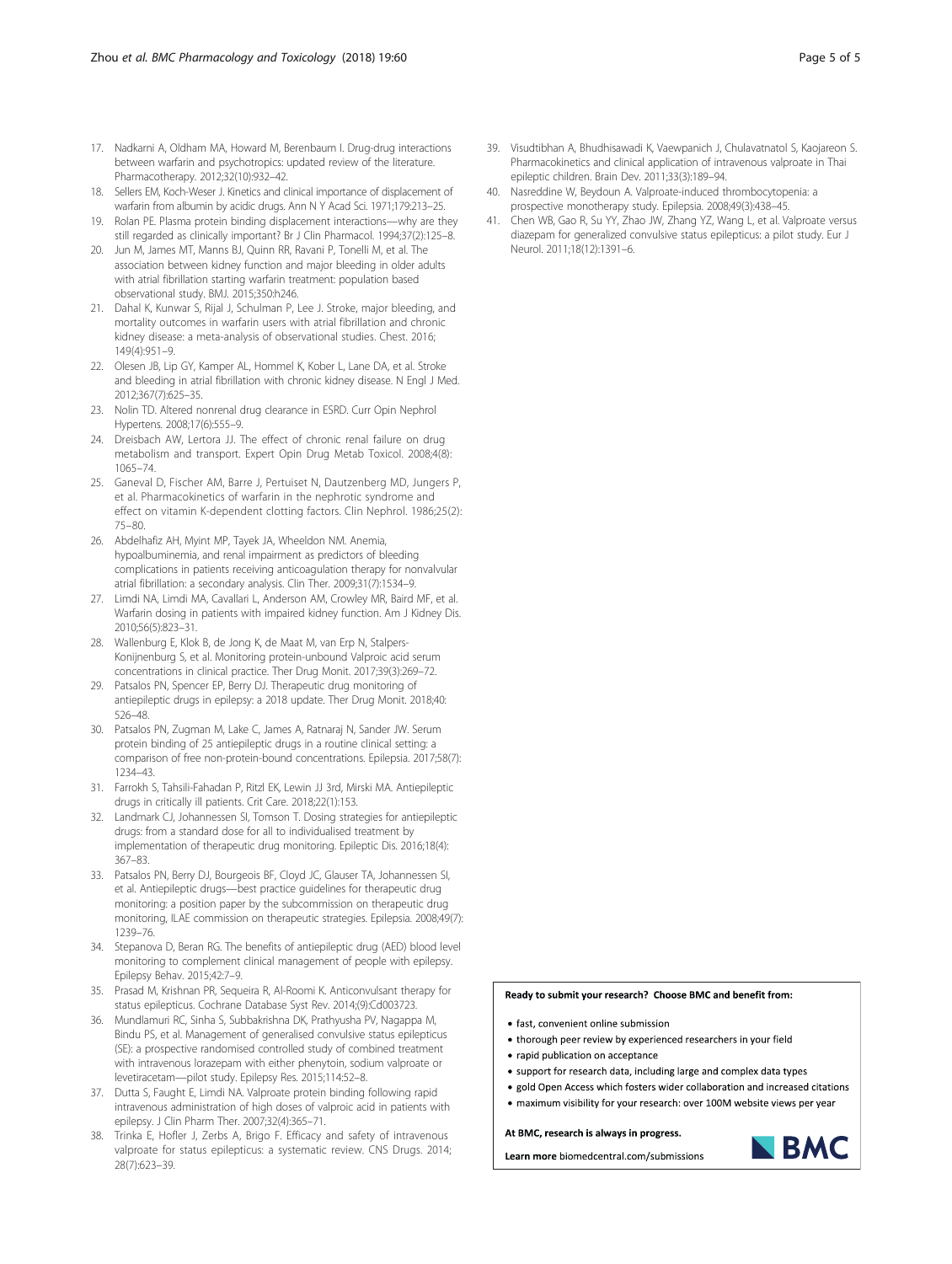17. Nadkarni A, Oldham MA, Howard M, Berenbaum I. Drug-drug interactions between warfarin and psychotropics: updated review of the literature. Pharmacotherapy. 2012;32(10):932–42.
18. Sellers EM, Koch-Weser J. Kinetics and clinical importance of displacement of warfarin from albumin by acidic drugs. Ann N Y Acad Sci. 1971;179:213–25.
19. Rolan PE. Plasma protein binding displacement interactions—why are they still regarded as clinically important? Br J Clin Pharmacol. 1994;37(2):125–8.
20. Jun M, James MT, Manns BJ, Quinn RR, Ravani P, Tonelli M, et al. The association between kidney function and major bleeding in older adults with atrial fibrillation starting warfarin treatment: population based observational study. BMJ. 2015;350:h246.
21. Dahal K, Kunwar S, Rijal J, Schulman P, Lee J. Stroke, major bleeding, and mortality outcomes in warfarin users with atrial fibrillation and chronic kidney disease: a meta-analysis of observational studies. Chest. 2016; 149(4):951–9.
22. Olesen JB, Lip GY, Kamper AL, Hommel K, Kober L, Lane DA, et al. Stroke and bleeding in atrial fibrillation with chronic kidney disease. N Engl J Med. 2012;367(7):625–35.
23. Nolin TD. Altered nonrenal drug clearance in ESRD. Curr Opin Nephrol Hypertens. 2008;17(6):555–9.
24. Dreisbach AW, Lertora JJ. The effect of chronic renal failure on drug metabolism and transport. Expert Opin Drug Metab Toxicol. 2008;4(8): 1065–74.
25. Ganeval D, Fischer AM, Barre J, Pertuiset N, Dautzenberg MD, Jungers P, et al. Pharmacokinetics of warfarin in the nephrotic syndrome and effect on vitamin K-dependent clotting factors. Clin Nephrol. 1986;25(2): 75–80.
26. Abdelhafiz AH, Myint MP, Tayek JA, Wheeldon NM. Anemia, hypoalbuminemia, and renal impairment as predictors of bleeding complications in patients receiving anticoagulation therapy for nonvalvular atrial fibrillation: a secondary analysis. Clin Ther. 2009;31(7):1534–9.
27. Limdi NA, Limdi MA, Cavallari L, Anderson AM, Crowley MR, Baird MF, et al. Warfarin dosing in patients with impaired kidney function. Am J Kidney Dis. 2010;56(5):823–31.
28. Wallenburg E, Klok B, de Jong K, de Maat M, van Erp N, Stalpers-Konijnenburg S, et al. Monitoring protein-unbound Valproic acid serum concentrations in clinical practice. Ther Drug Monit. 2017;39(3):269–72.
29. Patsalos PN, Spencer EP, Berry DJ. Therapeutic drug monitoring of antiepileptic drugs in epilepsy: a 2018 update. Ther Drug Monit. 2018;40: 526–48.
30. Patsalos PN, Zugman M, Lake C, James A, Ratnaraj N, Sander JW. Serum protein binding of 25 antiepileptic drugs in a routine clinical setting: a comparison of free non-protein-bound concentrations. Epilepsia. 2017;58(7): 1234–43.
31. Farrokh S, Tahsili-Fahadan P, Ritzl EK, Lewin JJ 3rd, Mirski MA. Antiepileptic drugs in critically ill patients. Crit Care. 2018;22(1):153.
32. Landmark CJ, Johannessen SI, Tomson T. Dosing strategies for antiepileptic drugs: from a standard dose for all to individualised treatment by implementation of therapeutic drug monitoring. Epileptic Dis. 2016;18(4): 367–83.
33. Patsalos PN, Berry DJ, Bourgeois BF, Cloyd JC, Glauser TA, Johannessen SI, et al. Antiepileptic drugs—best practice guidelines for therapeutic drug monitoring: a position paper by the subcommission on therapeutic drug monitoring, ILAE commission on therapeutic strategies. Epilepsia. 2008;49(7): 1239–76.
34. Stepanova D, Beran RG. The benefits of antiepileptic drug (AED) blood level monitoring to complement clinical management of people with epilepsy. Epilepsy Behav. 2015;42:7–9.
35. Prasad M, Krishnan PR, Sequeira R, Al-Roomi K. Anticonvulsant therapy for status epilepticus. Cochrane Database Syst Rev. 2014;(9):Cd003723.
36. Mundlamuri RC, Sinha S, Subbakrishna DK, Prathyusha PV, Nagappa M, Bindu PS, et al. Management of generalised convulsive status epilepticus (SE): a prospective randomised controlled study of combined treatment with intravenous lorazepam with either phenytoin, sodium valproate or levetiracetam—pilot study. Epilepsy Res. 2015;114:52–8.
37. Dutta S, Faught E, Limdi NA. Valproate protein binding following rapid intravenous administration of high doses of valproic acid in patients with epilepsy. J Clin Pharm Ther. 2007;32(4):365–71.
38. Trinka E, Hofler J, Zerbs A, Brigo F. Efficacy and safety of intravenous valproate for status epilepticus: a systematic review. CNS Drugs. 2014; 28(7):623–39.
39. Visudtibhan A, Bhudhisawadi K, Vaewpanich J, Chulavatnatol S, Kaojareon S. Pharmacokinetics and clinical application of intravenous valproate in Thai epileptic children. Brain Dev. 2011;33(3):189–94.
40. Nasreddine W, Beydoun A. Valproate-induced thrombocytopenia: a prospective monotherapy study. Epilepsia. 2008;49(3):438–45.
41. Chen WB, Gao R, Su YY, Zhao JW, Zhang YZ, Wang L, et al. Valproate versus diazepam for generalized convulsive status epilepticus: a pilot study. Eur J Neurol. 2011;18(12):1391–6.

**Ready to submit your research? Choose BMC and benefit from:**

- fast, convenient online submission
- thorough peer review by experienced researchers in your field
- rapid publication on acceptance
- support for research data, including large and complex data types
- gold Open Access which fosters wider collaboration and increased citations
- maximum visibility for your research: over 100M website views per year

**At BMC, research is always in progress.**

**Learn more** biomedcentral.com/submissions

BMC